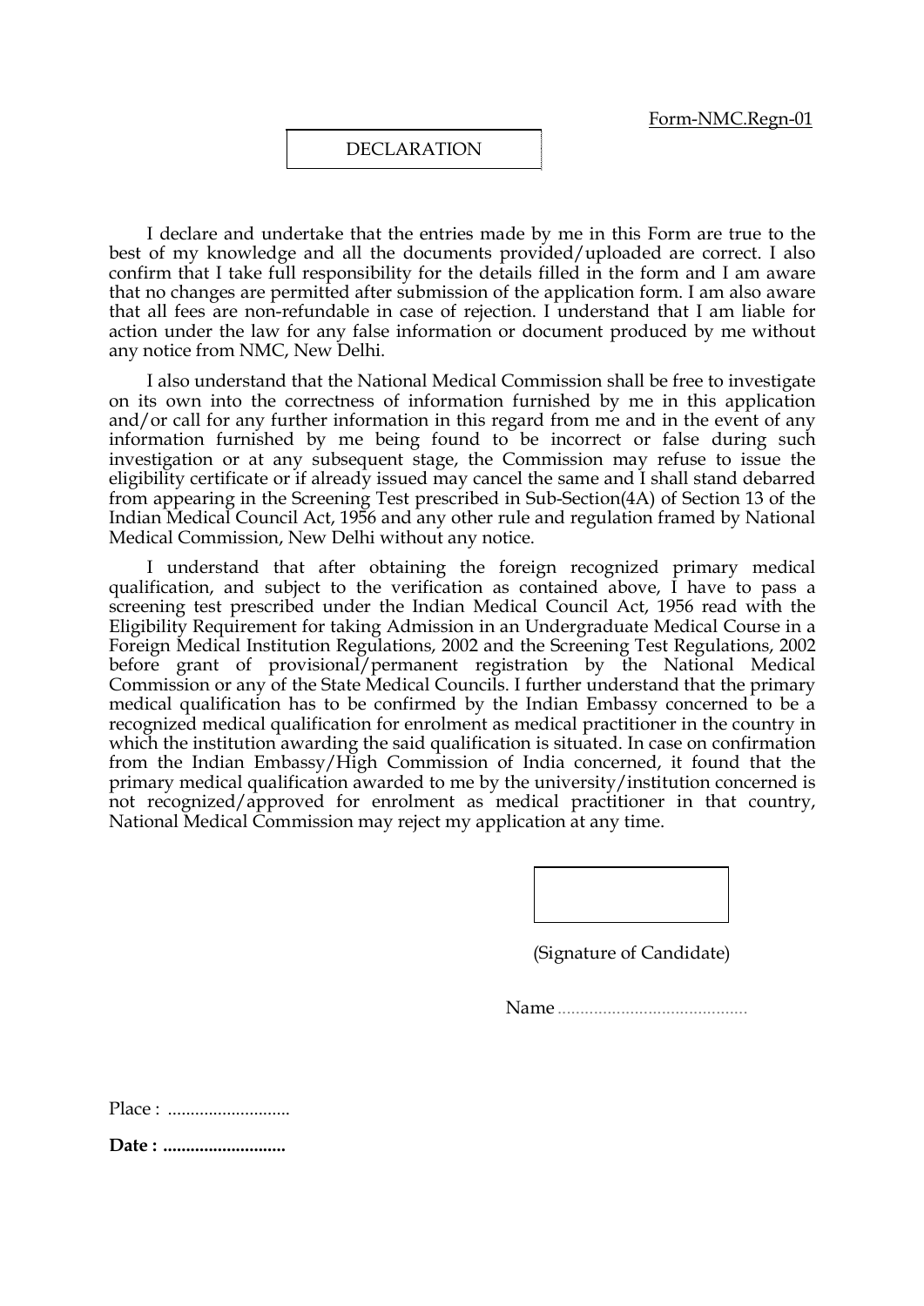Form-NMC.Regn-01

# DECLARATION

I declare and undertake that the entries made by me in this Form are true to the best of my knowledge and all the documents provided/uploaded are correct. I also confirm that I take full responsibility for the details filled in the form and I am aware that no changes are permitted after submission of the application form. I am also aware that all fees are non-refundable in case of rejection. I understand that I am liable for action under the law for any false information or document produced by me without any notice from NMC, New Delhi.

I also understand that the National Medical Commission shall be free to investigate on its own into the correctness of information furnished by me in this application and/or call for any further information in this regard from me and in the event of any information furnished by me being found to be incorrect or false during such investigation or at any subsequent stage, the Commission may refuse to issue the eligibility certificate or if already issued may cancel the same and I shall stand debarred from appearing in the Screening Test prescribed in Sub-Section(4A) of Section 13 of the Indian Medical Council Act, 1956 and any other rule and regulation framed by National Medical Commission, New Delhi without any notice.

I understand that after obtaining the foreign recognized primary medical qualification, and subject to the verification as contained above, I have to pass a screening test prescribed under the Indian Medical Council Act, 1956 read with the Eligibility Requirement for taking Admission in an Undergraduate Medical Course in a Foreign Medical Institution Regulations, 2002 and the Screening Test Regulations, 2002 before grant of provisional/permanent registration by the National Medical Commission or any of the State Medical Councils. I further understand that the primary medical qualification has to be confirmed by the Indian Embassy concerned to be a recognized medical qualification for enrolment as medical practitioner in the country in which the institution awarding the said qualification is situated. In case on confirmation from the Indian Embassy/High Commission of India concerned, it found that the primary medical qualification awarded to me by the university/institution concerned is not recognized/approved for enrolment as medical practitioner in that country, National Medical Commission may reject my application at any time.

(Signature of Candidate)

Name ..........................................

Place : ..........................

**Date : ..........................**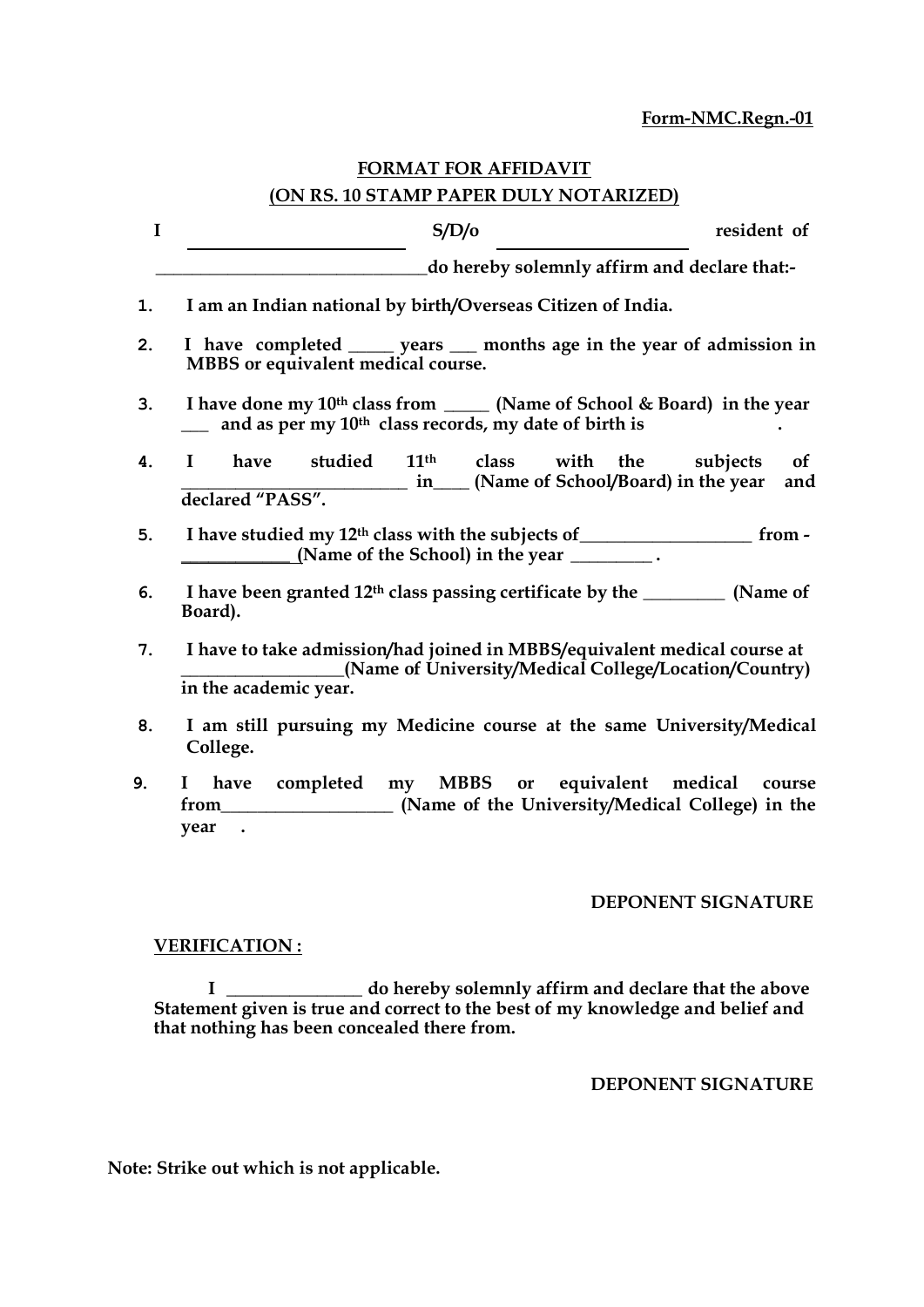**Form-NMC.Regn.-01**

**FORMAT FOR AFFIDAVIT**
**(ON RS. 10 STAMP PAPER DULY NOTARIZED)**

**I \_\_\_\_\_\_\_\_\_\_\_\_\_\_\_\_\_\_\_\_\_\_\_\_ S/D/o \_\_\_\_\_\_\_\_\_\_\_\_\_\_\_\_\_\_\_\_ resident of \_\_\_\_\_\_\_\_\_\_\_\_\_\_\_\_\_\_\_\_\_\_\_\_\_\_\_\_\_\_do hereby solemnly affirm and declare that:-**

1. **I am an Indian national by birth/Overseas Citizen of India.**
2. **I have completed \_\_\_\_\_ years \_\_\_ months age in the year of admission in MBBS or equivalent medical course.**
3. **I have done my 10th class from \_\_\_\_\_ (Name of School & Board) in the year \_\_\_ and as per my 10th class records, my date of birth is .**
4. **I have studied 11th class with the subjects of \_\_\_\_\_\_\_\_\_\_\_\_\_\_\_\_\_\_\_\_\_\_\_\_\_\_ in\_\_\_\_ (Name of School/Board) in the year and declared "PASS".**
5. **I have studied my 12th class with the subjects of\_\_\_\_\_\_\_\_\_\_\_\_\_\_\_\_\_\_\_ from -\_\_\_\_\_\_\_\_\_\_\_\_\_ (Name of the School) in the year \_\_\_\_\_\_\_\_\_ .**
6. **I have been granted 12th class passing certificate by the \_\_\_\_\_\_\_\_\_ (Name of Board).**
7. **I have to take admission/had joined in MBBS/equivalent medical course at \_\_\_\_\_\_\_\_\_\_\_\_\_\_\_\_\_\_(Name of University/Medical College/Location/Country) in the academic year.**
8. **I am still pursuing my Medicine course at the same University/Medical College.**
9. **I have completed my MBBS or equivalent medical course from\_\_\_\_\_\_\_\_\_\_\_\_\_\_\_\_\_\_\_ (Name of the University/Medical College) in the year .**

**DEPONENT SIGNATURE**

**VERIFICATION :**

**I \_\_\_\_\_\_\_\_\_\_\_\_\_\_\_ do hereby solemnly affirm and declare that the above Statement given is true and correct to the best of my knowledge and belief and that nothing has been concealed there from.**

**DEPONENT SIGNATURE**

**Note: Strike out which is not applicable.**